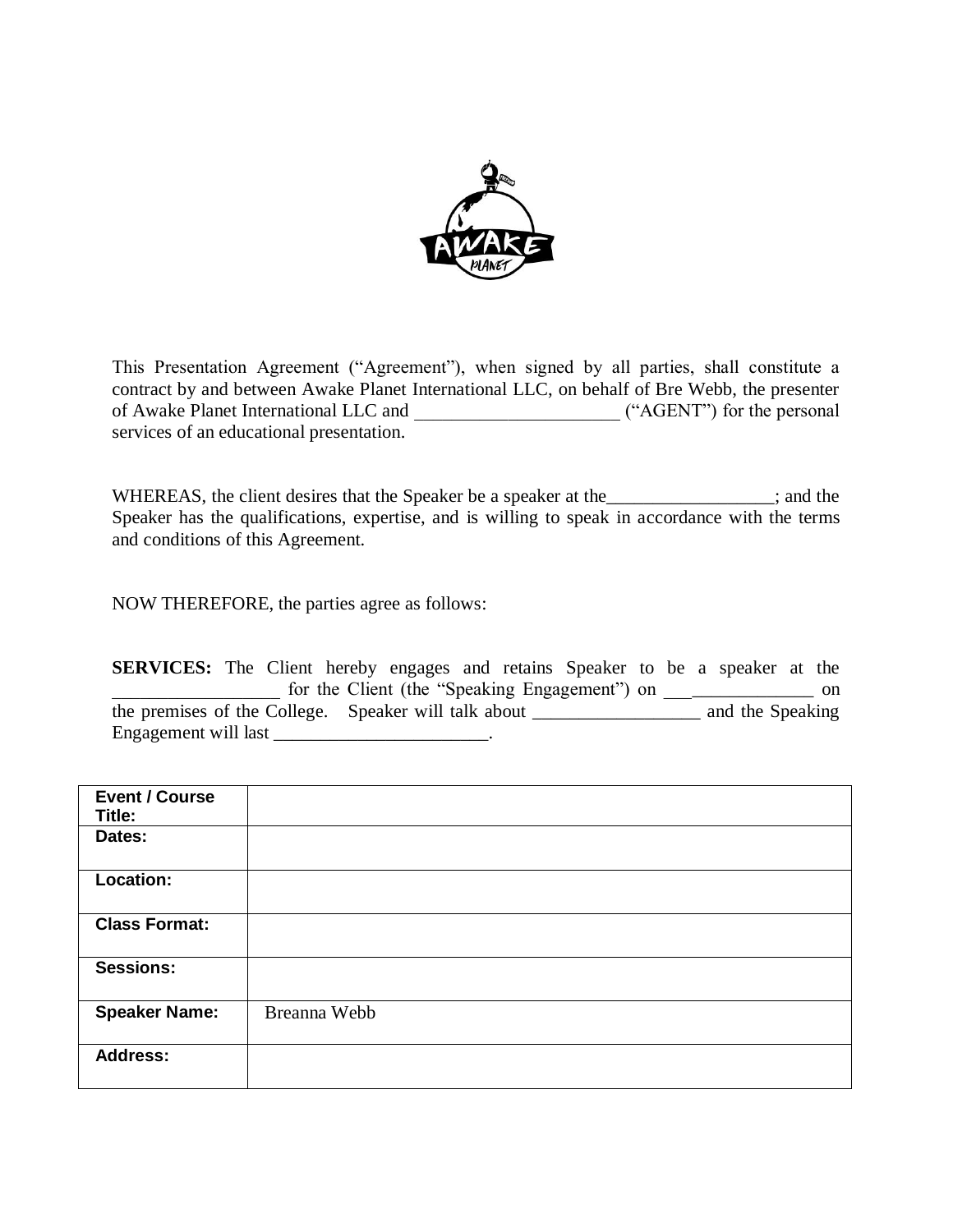This Presentation Agreement ("Agreement"), when signed by all parties, shall constitute a contract by and between Awake Planet International LLC, on behalf of Bre Webb, the presenter of Awake Planet International LLC and ______________________ ("AGENT") for the personal services of an educational presentation.

WHEREAS, the client desires that the Speaker be a speaker at the__________________; and the Speaker has the qualifications, expertise, and is willing to speak in accordance with the terms and conditions of this Agreement.

NOW THEREFORE, the parties agree as follows:

**SERVICES:** The Client hereby engages and retains Speaker to be a speaker at the __________________ for the Client (the "Speaking Engagement") on _________________ on the premises of the College. Speaker will talk about __________________ and the Speaking Engagement will last _______________________.

| **Event / Course Title:** | |
|---|---|
| **Dates:** | |
| **Location:** | |
| **Class Format:** | |
| **Sessions:** | |
| **Speaker Name:** | Breanna Webb |
| **Address:** | |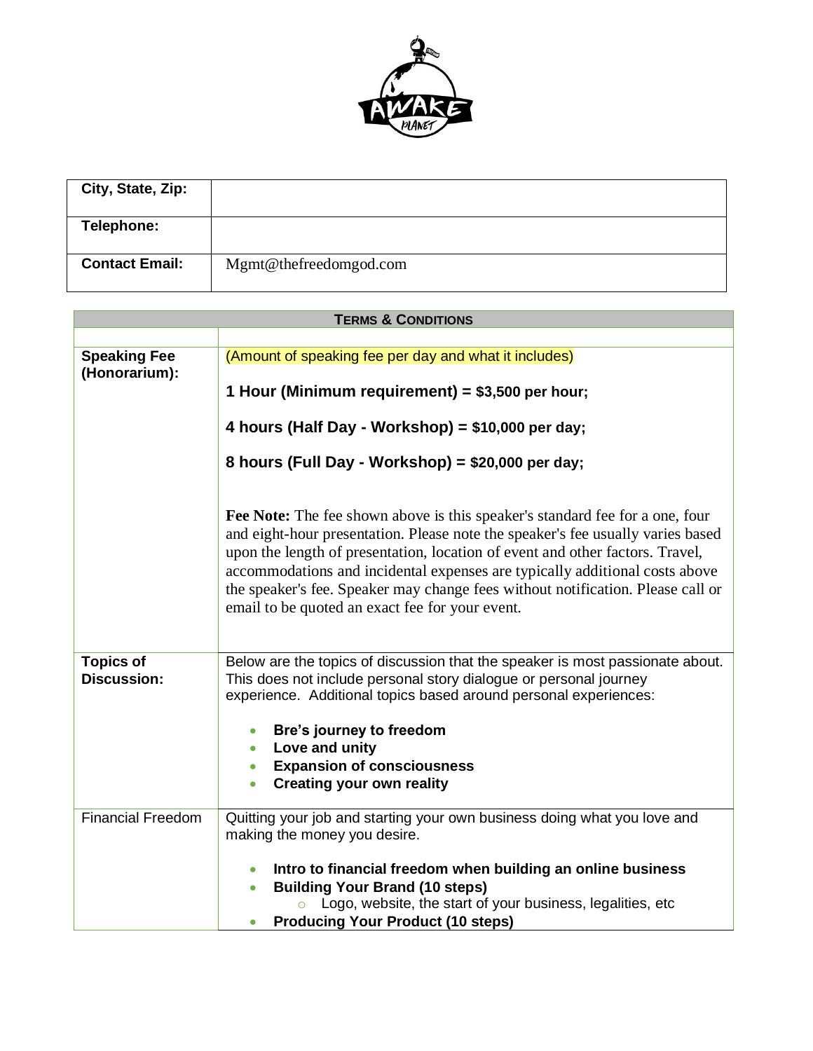| City, State, Zip: | |
|---|---|
| **Telephone:** | |
| **Contact Email:** | Mgmt@thefreedomgod.com |

| **TERMS & CONDITIONS** | |
|---|---|
| | |
| **Speaking Fee (Honorarium):** | (Amount of speaking fee per day and what it includes)<br><br>**1 Hour (Minimum requirement) = $3,500 per hour;**<br><br>**4 hours (Half Day - Workshop) = $10,000 per day;**<br><br>**8 hours (Full Day - Workshop) = $20,000 per day;**<br><br>**Fee Note:** The fee shown above is this speaker's standard fee for a one, four and eight-hour presentation. Please note the speaker's fee usually varies based upon the length of presentation, location of event and other factors. Travel, accommodations and incidental expenses are typically additional costs above the speaker's fee. Speaker may change fees without notification. Please call or email to be quoted an exact fee for your event. |
| **Topics of Discussion:** | Below are the topics of discussion that the speaker is most passionate about. This does not include personal story dialogue or personal journey experience. Additional topics based around personal experiences:<br><br>• **Bre's journey to freedom**<br>• **Love and unity**<br>• **Expansion of consciousness**<br>• **Creating your own reality** |
| Financial Freedom | Quitting your job and starting your own business doing what you love and making the money you desire.<br><br>• **Intro to financial freedom when building an online business**<br>• **Building Your Brand (10 steps)**<br>&nbsp;&nbsp;&nbsp;&nbsp;○ Logo, website, the start of your business, legalities, etc<br>• **Producing Your Product (10 steps)** |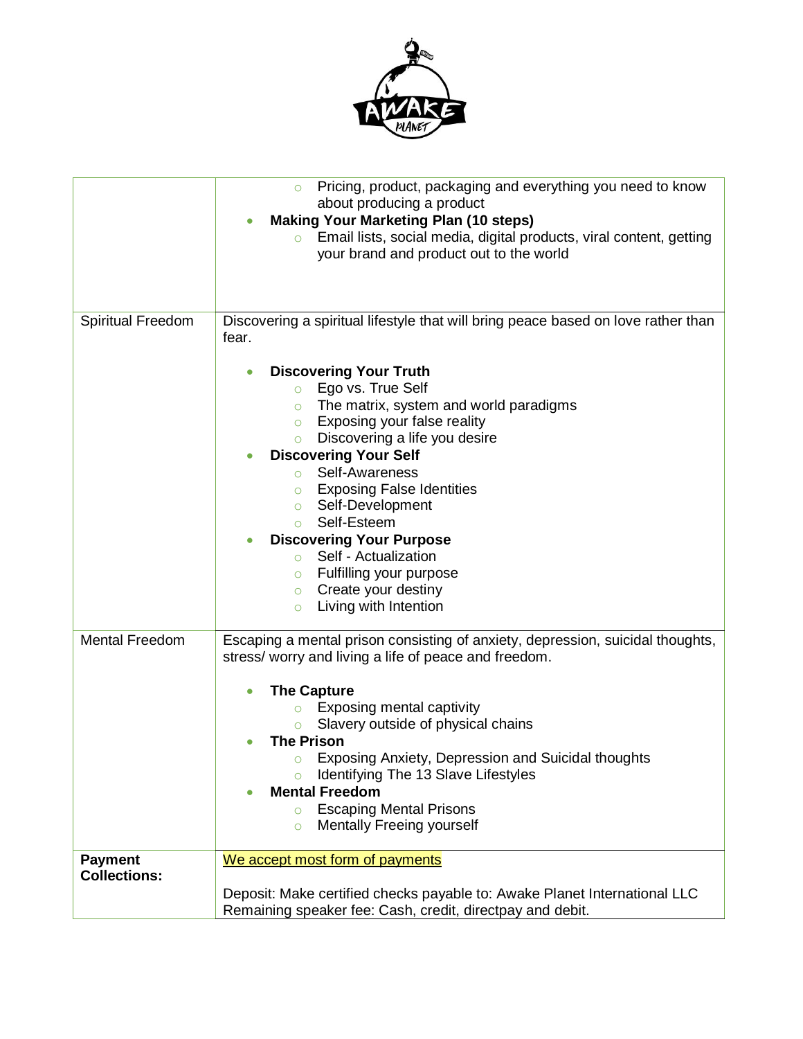| | |
|---|---|
| | ◦ Pricing, product, packaging and everything you need to know about producing a product<br>• **Making Your Marketing Plan (10 steps)**<br>  ◦ Email lists, social media, digital products, viral content, getting your brand and product out to the world |
| Spiritual Freedom | Discovering a spiritual lifestyle that will bring peace based on love rather than fear.<br><br>• **Discovering Your Truth**<br>  ◦ Ego vs. True Self<br>  ◦ The matrix, system and world paradigms<br>  ◦ Exposing your false reality<br>  ◦ Discovering a life you desire<br>• **Discovering Your Self**<br>  ◦ Self-Awareness<br>  ◦ Exposing False Identities<br>  ◦ Self-Development<br>  ◦ Self-Esteem<br>• **Discovering Your Purpose**<br>  ◦ Self - Actualization<br>  ◦ Fulfilling your purpose<br>  ◦ Create your destiny<br>  ◦ Living with Intention |
| Mental Freedom | Escaping a mental prison consisting of anxiety, depression, suicidal thoughts, stress/ worry and living a life of peace and freedom.<br><br>• **The Capture**<br>  ◦ Exposing mental captivity<br>  ◦ Slavery outside of physical chains<br>• **The Prison**<br>  ◦ Exposing Anxiety, Depression and Suicidal thoughts<br>  ◦ Identifying The 13 Slave Lifestyles<br>• **Mental Freedom**<br>  ◦ Escaping Mental Prisons<br>  ◦ Mentally Freeing yourself |
| **Payment Collections:** | We accept most form of payments<br><br>Deposit: Make certified checks payable to: Awake Planet International LLC<br>Remaining speaker fee: Cash, credit, directpay and debit. |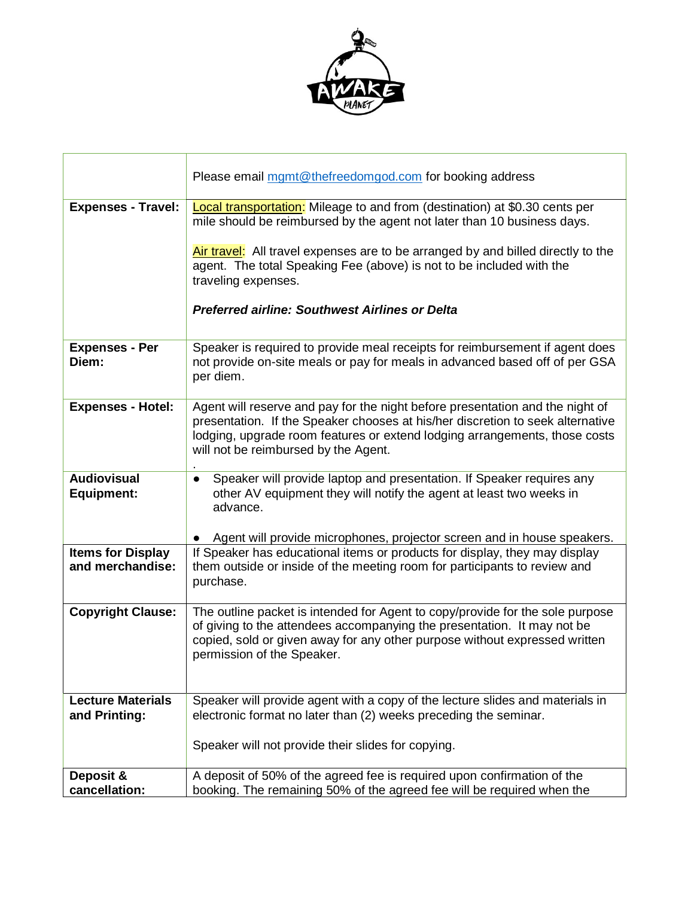| | |
|---|---|
| | Please email mgmt@thefreedomgod.com for booking address |
| **Expenses - Travel:** | Local transportation: Mileage to and from (destination) at $0.30 cents per mile should be reimbursed by the agent not later than 10 business days.<br><br>Air travel: All travel expenses are to be arranged by and billed directly to the agent. The total Speaking Fee (above) is not to be included with the traveling expenses.<br><br>***Preferred airline: Southwest Airlines or Delta*** |
| **Expenses - Per Diem:** | Speaker is required to provide meal receipts for reimbursement if agent does not provide on-site meals or pay for meals in advanced based off of per GSA per diem. |
| **Expenses - Hotel:** | Agent will reserve and pay for the night before presentation and the night of presentation. If the Speaker chooses at his/her discretion to seek alternative lodging, upgrade room features or extend lodging arrangements, those costs will not be reimbursed by the Agent.<br>. |
| **Audiovisual Equipment:** | • Speaker will provide laptop and presentation. If Speaker requires any other AV equipment they will notify the agent at least two weeks in advance.<br><br>• Agent will provide microphones, projector screen and in house speakers. |
| **Items for Display and merchandise:** | If Speaker has educational items or products for display, they may display them outside or inside of the meeting room for participants to review and purchase. |
| **Copyright Clause:** | The outline packet is intended for Agent to copy/provide for the sole purpose of giving to the attendees accompanying the presentation. It may not be copied, sold or given away for any other purpose without expressed written permission of the Speaker. |
| **Lecture Materials and Printing:** | Speaker will provide agent with a copy of the lecture slides and materials in electronic format no later than (2) weeks preceding the seminar.<br><br>Speaker will not provide their slides for copying. |
| **Deposit & cancellation:** | A deposit of 50% of the agreed fee is required upon confirmation of the booking. The remaining 50% of the agreed fee will be required when the |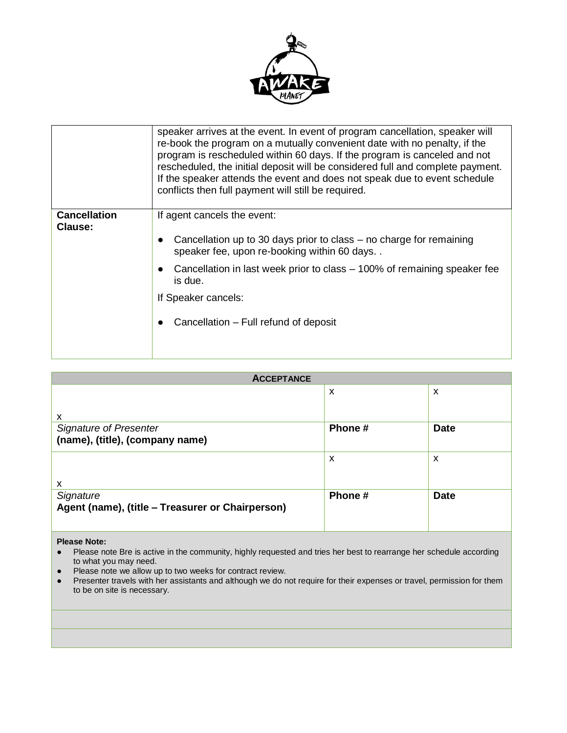| | |
|---|---|
| | speaker arrives at the event. In event of program cancellation, speaker will re-book the program on a mutually convenient date with no penalty, if the program is rescheduled within 60 days. If the program is canceled and not rescheduled, the initial deposit will be considered full and complete payment. If the speaker attends the event and does not speak due to event schedule conflicts then full payment will still be required. |
| **Cancellation Clause:** | If agent cancels the event:<br>● Cancellation up to 30 days prior to class – no charge for remaining speaker fee, upon re-booking within 60 days. .<br>● Cancellation in last week prior to class – 100% of remaining speaker fee is due.<br>If Speaker cancels:<br>● Cancellation – Full refund of deposit |

| **ACCEPTANCE** | | |
|---|---|---|
| x | x | x |
| *Signature of Presenter*<br>**(name), (title), (company name)** | **Phone #** | **Date** |
| x | x | x |
| *Signature*<br>**Agent (name), (title – Treasurer or Chairperson)** | **Phone #** | **Date** |

**Please Note:**

- Please note Bre is active in the community, highly requested and tries her best to rearrange her schedule according to what you may need.
- Please note we allow up to two weeks for contract review.
- Presenter travels with her assistants and although we do not require for their expenses or travel, permission for them to be on site is necessary.